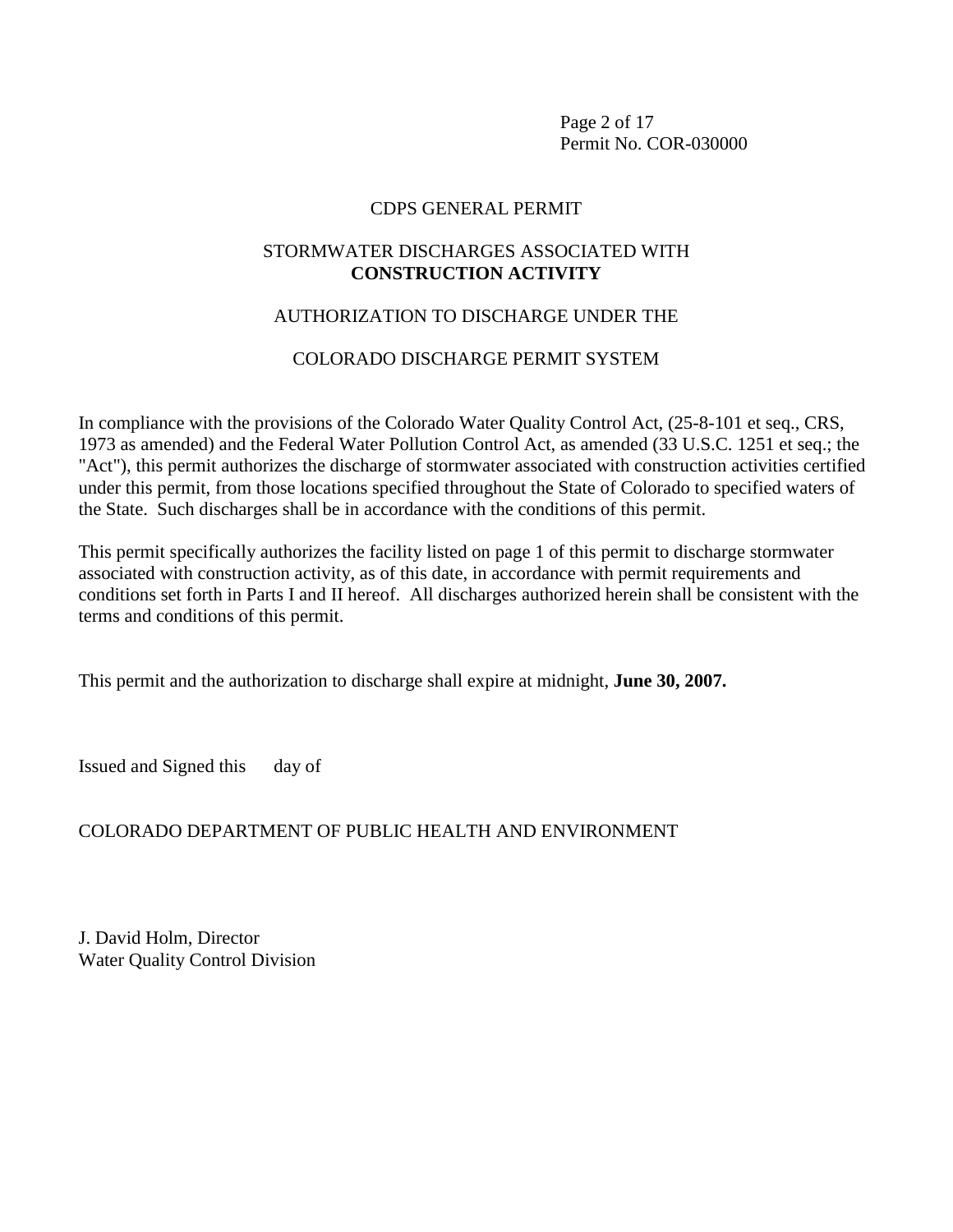# CDPS GENERAL PERMIT

## STORMWATER DISCHARGES ASSOCIATED WITH **CONSTRUCTION ACTIVITY**

## AUTHORIZATION TO DISCHARGE UNDER THE

## COLORADO DISCHARGE PERMIT SYSTEM

In compliance with the provisions of the Colorado Water Quality Control Act, (25-8-101 et seq., CRS, 1973 as amended) and the Federal Water Pollution Control Act, as amended (33 U.S.C. 1251 et seq.; the "Act"), this permit authorizes the discharge of stormwater associated with construction activities certified under this permit, from those locations specified throughout the State of Colorado to specified waters of the State. Such discharges shall be in accordance with the conditions of this permit.

This permit specifically authorizes the facility listed on page 1 of this permit to discharge stormwater associated with construction activity, as of this date, in accordance with permit requirements and conditions set forth in Parts I and II hereof. All discharges authorized herein shall be consistent with the terms and conditions of this permit.

This permit and the authorization to discharge shall expire at midnight, **June 30, 2007.**

Issued and Signed this day of

COLORADO DEPARTMENT OF PUBLIC HEALTH AND ENVIRONMENT

J. David Holm, Director
Water Quality Control Division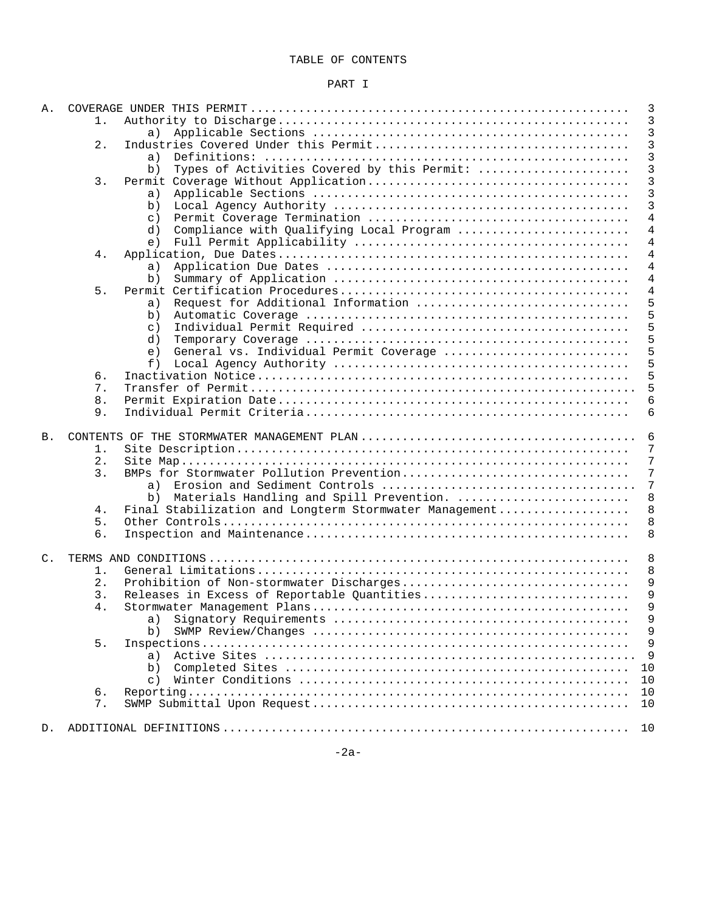# TABLE OF CONTENTS

## PART I

| | | Page |
|---|---|---|
| A. | COVERAGE UNDER THIS PERMIT | 3 |
| | 1. Authority to Discharge | 3 |
| | a) Applicable Sections | 3 |
| | 2. Industries Covered Under this Permit | 3 |
| | a) Definitions: | 3 |
| | b) Types of Activities Covered by this Permit: | 3 |
| | 3. Permit Coverage Without Application | 3 |
| | a) Applicable Sections | 3 |
| | b) Local Agency Authority | 3 |
| | c) Permit Coverage Termination | 4 |
| | d) Compliance with Qualifying Local Program | 4 |
| | e) Full Permit Applicability | 4 |
| | 4. Application, Due Dates | 4 |
| | a) Application Due Dates | 4 |
| | b) Summary of Application | 4 |
| | 5. Permit Certification Procedures | 4 |
| | a) Request for Additional Information | 5 |
| | b) Automatic Coverage | 5 |
| | c) Individual Permit Required | 5 |
| | d) Temporary Coverage | 5 |
| | e) General vs. Individual Permit Coverage | 5 |
| | f) Local Agency Authority | 5 |
| | 6. Inactivation Notice | 5 |
| | 7. Transfer of Permit | 5 |
| | 8. Permit Expiration Date | 6 |
| | 9. Individual Permit Criteria | 6 |
| B. | CONTENTS OF THE STORMWATER MANAGEMENT PLAN | 6 |
| | 1. Site Description | 7 |
| | 2. Site Map | 7 |
| | 3. BMPs for Stormwater Pollution Prevention | 7 |
| | a) Erosion and Sediment Controls | 7 |
| | b) Materials Handling and Spill Prevention. | 8 |
| | 4. Final Stabilization and Longterm Stormwater Management | 8 |
| | 5. Other Controls | 8 |
| | 6. Inspection and Maintenance | 8 |
| C. | TERMS AND CONDITIONS | 8 |
| | 1. General Limitations | 8 |
| | 2. Prohibition of Non-stormwater Discharges | 9 |
| | 3. Releases in Excess of Reportable Quantities | 9 |
| | 4. Stormwater Management Plans | 9 |
| | a) Signatory Requirements | 9 |
| | b) SWMP Review/Changes | 9 |
| | 5. Inspections | 9 |
| | a) Active Sites | 9 |
| | b) Completed Sites | 10 |
| | c) Winter Conditions | 10 |
| | 6. Reporting | 10 |
| | 7. SWMP Submittal Upon Request | 10 |
| D. | ADDITIONAL DEFINITIONS | 10 |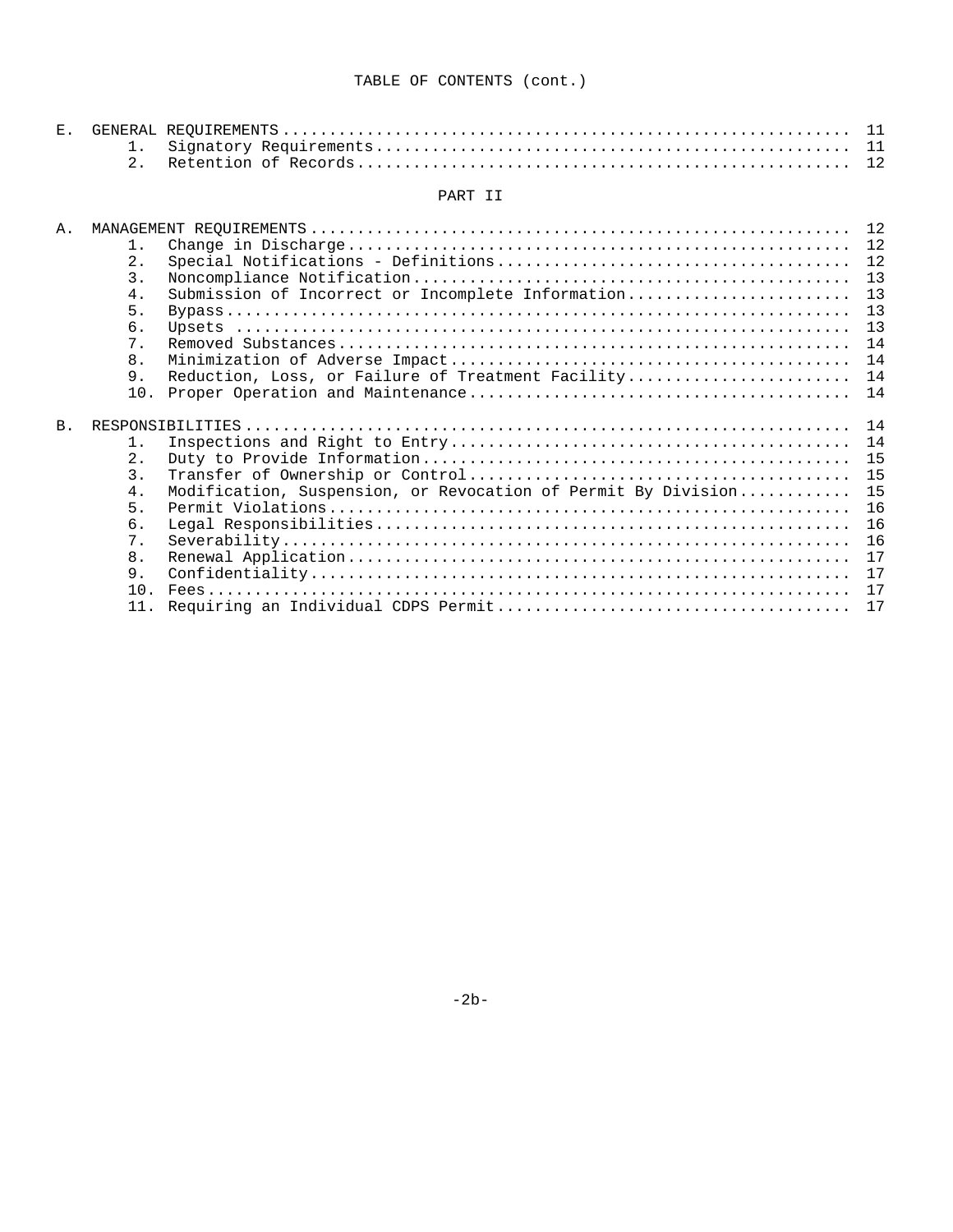TABLE OF CONTENTS (cont.)

| | | Page |
|---|---|---|
| E. | GENERAL REQUIREMENTS | 11 |
| | 1. Signatory Requirements | 11 |
| | 2. Retention of Records | 12 |

PART II

| | | Page |
|---|---|---|
| A. | MANAGEMENT REQUIREMENTS | 12 |
| | 1. Change in Discharge | 12 |
| | 2. Special Notifications - Definitions | 12 |
| | 3. Noncompliance Notification | 13 |
| | 4. Submission of Incorrect or Incomplete Information | 13 |
| | 5. Bypass | 13 |
| | 6. Upsets | 13 |
| | 7. Removed Substances | 14 |
| | 8. Minimization of Adverse Impact | 14 |
| | 9. Reduction, Loss, or Failure of Treatment Facility | 14 |
| | 10. Proper Operation and Maintenance | 14 |
| B. | RESPONSIBILITIES | 14 |
| | 1. Inspections and Right to Entry | 14 |
| | 2. Duty to Provide Information | 15 |
| | 3. Transfer of Ownership or Control | 15 |
| | 4. Modification, Suspension, or Revocation of Permit By Division | 15 |
| | 5. Permit Violations | 16 |
| | 6. Legal Responsibilities | 16 |
| | 7. Severability | 16 |
| | 8. Renewal Application | 17 |
| | 9. Confidentiality | 17 |
| | 10. Fees | 17 |
| | 11. Requiring an Individual CDPS Permit | 17 |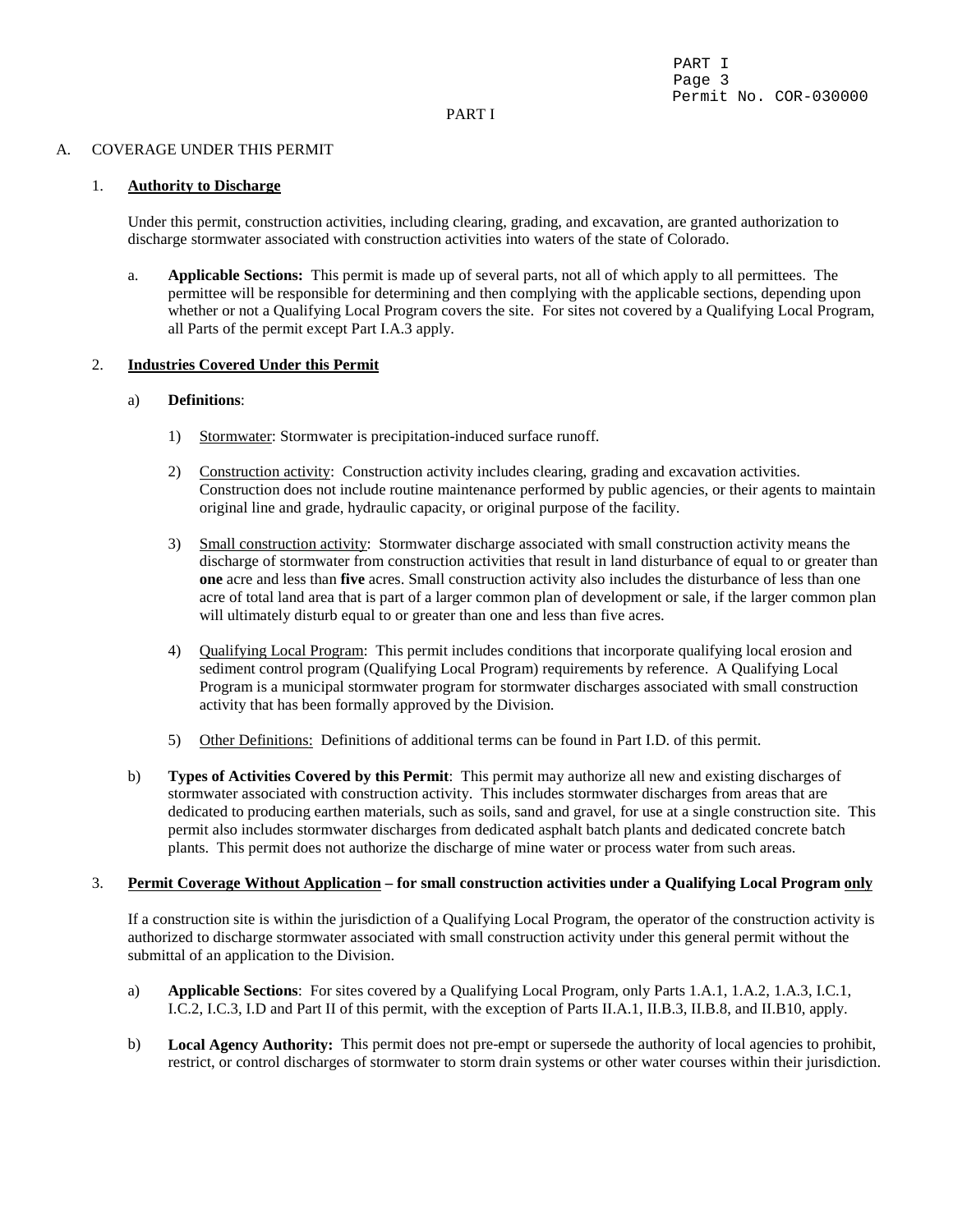# PART I

## A. COVERAGE UNDER THIS PERMIT

### 1. **Authority to Discharge**

Under this permit, construction activities, including clearing, grading, and excavation, are granted authorization to discharge stormwater associated with construction activities into waters of the state of Colorado.

a. **Applicable Sections:** This permit is made up of several parts, not all of which apply to all permittees. The permittee will be responsible for determining and then complying with the applicable sections, depending upon whether or not a Qualifying Local Program covers the site. For sites not covered by a Qualifying Local Program, all Parts of the permit except Part I.A.3 apply.

### 2. **Industries Covered Under this Permit**

a) **Definitions**:

1) Stormwater: Stormwater is precipitation-induced surface runoff.

2) Construction activity: Construction activity includes clearing, grading and excavation activities. Construction does not include routine maintenance performed by public agencies, or their agents to maintain original line and grade, hydraulic capacity, or original purpose of the facility.

3) Small construction activity: Stormwater discharge associated with small construction activity means the discharge of stormwater from construction activities that result in land disturbance of equal to or greater than **one** acre and less than **five** acres. Small construction activity also includes the disturbance of less than one acre of total land area that is part of a larger common plan of development or sale, if the larger common plan will ultimately disturb equal to or greater than one and less than five acres.

4) Qualifying Local Program: This permit includes conditions that incorporate qualifying local erosion and sediment control program (Qualifying Local Program) requirements by reference. A Qualifying Local Program is a municipal stormwater program for stormwater discharges associated with small construction activity that has been formally approved by the Division.

5) Other Definitions: Definitions of additional terms can be found in Part I.D. of this permit.

b) **Types of Activities Covered by this Permit**: This permit may authorize all new and existing discharges of stormwater associated with construction activity. This includes stormwater discharges from areas that are dedicated to producing earthen materials, such as soils, sand and gravel, for use at a single construction site. This permit also includes stormwater discharges from dedicated asphalt batch plants and dedicated concrete batch plants. This permit does not authorize the discharge of mine water or process water from such areas.

### 3. **Permit Coverage Without Application – for small construction activities under a Qualifying Local Program only**

If a construction site is within the jurisdiction of a Qualifying Local Program, the operator of the construction activity is authorized to discharge stormwater associated with small construction activity under this general permit without the submittal of an application to the Division.

a) **Applicable Sections**: For sites covered by a Qualifying Local Program, only Parts 1.A.1, 1.A.2, 1.A.3, I.C.1, I.C.2, I.C.3, I.D and Part II of this permit, with the exception of Parts II.A.1, II.B.3, II.B.8, and II.B10, apply.

b) **Local Agency Authority:** This permit does not pre-empt or supersede the authority of local agencies to prohibit, restrict, or control discharges of stormwater to storm drain systems or other water courses within their jurisdiction.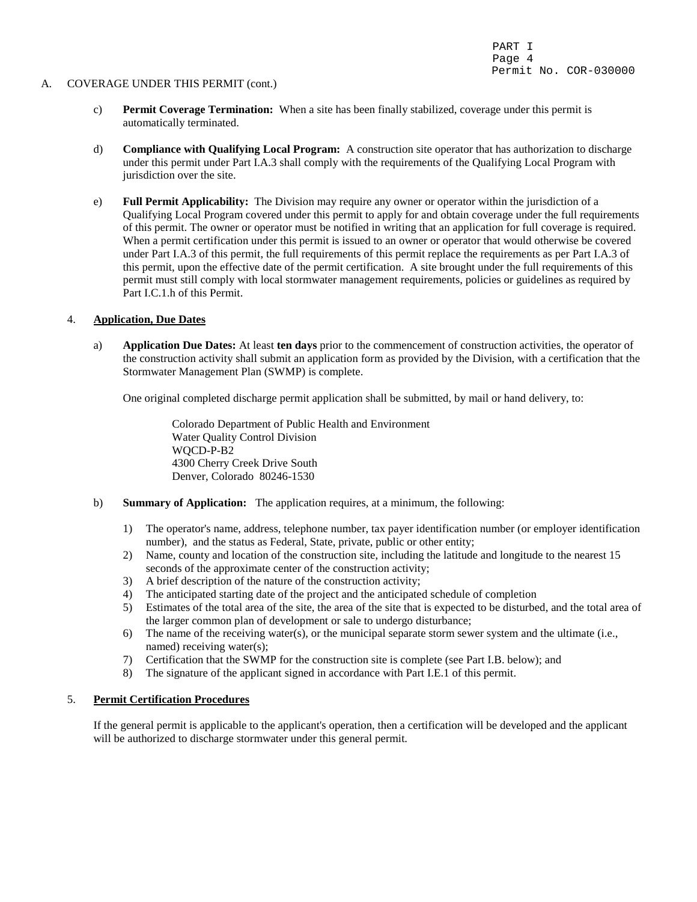A. COVERAGE UNDER THIS PERMIT (cont.)

c) **Permit Coverage Termination:** When a site has been finally stabilized, coverage under this permit is automatically terminated.

d) **Compliance with Qualifying Local Program:** A construction site operator that has authorization to discharge under this permit under Part I.A.3 shall comply with the requirements of the Qualifying Local Program with jurisdiction over the site.

e) **Full Permit Applicability:** The Division may require any owner or operator within the jurisdiction of a Qualifying Local Program covered under this permit to apply for and obtain coverage under the full requirements of this permit. The owner or operator must be notified in writing that an application for full coverage is required. When a permit certification under this permit is issued to an owner or operator that would otherwise be covered under Part I.A.3 of this permit, the full requirements of this permit replace the requirements as per Part I.A.3 of this permit, upon the effective date of the permit certification. A site brought under the full requirements of this permit must still comply with local stormwater management requirements, policies or guidelines as required by Part I.C.1.h of this Permit.

4. **Application, Due Dates**

a) **Application Due Dates:** At least **ten days** prior to the commencement of construction activities, the operator of the construction activity shall submit an application form as provided by the Division, with a certification that the Stormwater Management Plan (SWMP) is complete.

One original completed discharge permit application shall be submitted, by mail or hand delivery, to:

Colorado Department of Public Health and Environment
Water Quality Control Division
WQCD-P-B2
4300 Cherry Creek Drive South
Denver, Colorado 80246-1530

b) **Summary of Application:** The application requires, at a minimum, the following:

1) The operator's name, address, telephone number, tax payer identification number (or employer identification number), and the status as Federal, State, private, public or other entity;
2) Name, county and location of the construction site, including the latitude and longitude to the nearest 15 seconds of the approximate center of the construction activity;
3) A brief description of the nature of the construction activity;
4) The anticipated starting date of the project and the anticipated schedule of completion
5) Estimates of the total area of the site, the area of the site that is expected to be disturbed, and the total area of the larger common plan of development or sale to undergo disturbance;
6) The name of the receiving water(s), or the municipal separate storm sewer system and the ultimate (i.e., named) receiving water(s);
7) Certification that the SWMP for the construction site is complete (see Part I.B. below); and
8) The signature of the applicant signed in accordance with Part I.E.1 of this permit.

5. **Permit Certification Procedures**

If the general permit is applicable to the applicant's operation, then a certification will be developed and the applicant will be authorized to discharge stormwater under this general permit.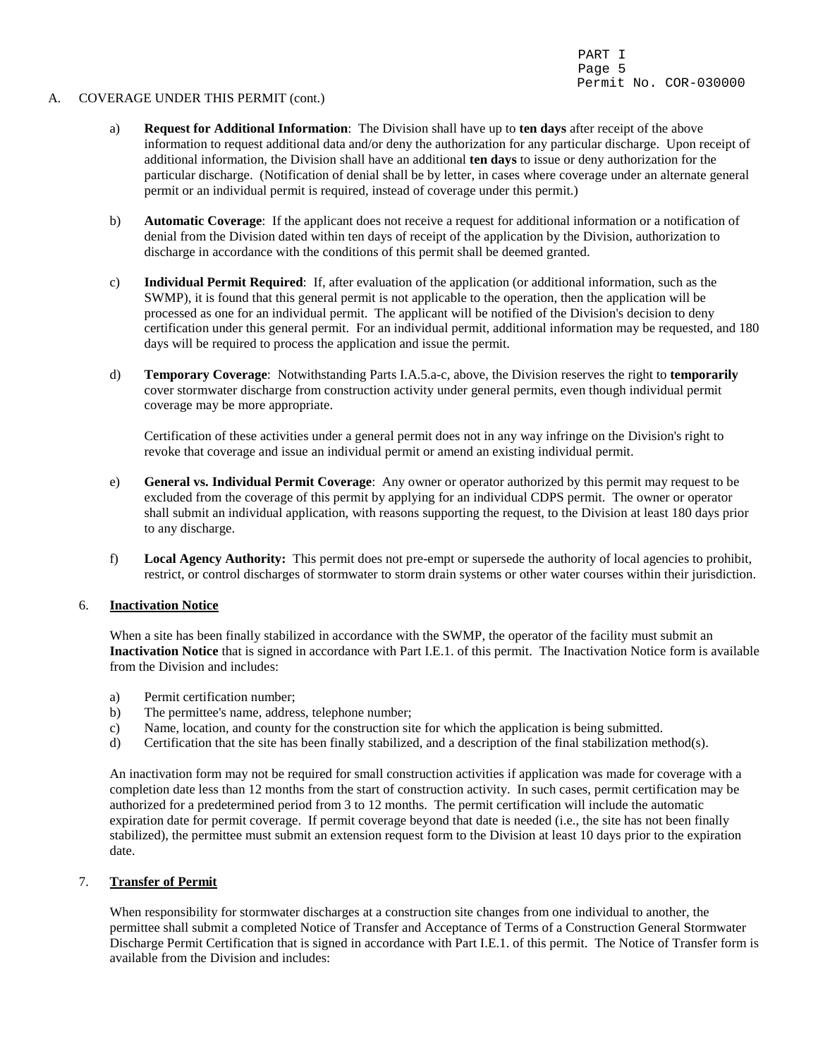A. COVERAGE UNDER THIS PERMIT (cont.)

a) **Request for Additional Information**: The Division shall have up to **ten days** after receipt of the above information to request additional data and/or deny the authorization for any particular discharge. Upon receipt of additional information, the Division shall have an additional **ten days** to issue or deny authorization for the particular discharge. (Notification of denial shall be by letter, in cases where coverage under an alternate general permit or an individual permit is required, instead of coverage under this permit.)

b) **Automatic Coverage**: If the applicant does not receive a request for additional information or a notification of denial from the Division dated within ten days of receipt of the application by the Division, authorization to discharge in accordance with the conditions of this permit shall be deemed granted.

c) **Individual Permit Required**: If, after evaluation of the application (or additional information, such as the SWMP), it is found that this general permit is not applicable to the operation, then the application will be processed as one for an individual permit. The applicant will be notified of the Division's decision to deny certification under this general permit. For an individual permit, additional information may be requested, and 180 days will be required to process the application and issue the permit.

d) **Temporary Coverage**: Notwithstanding Parts I.A.5.a-c, above, the Division reserves the right to **temporarily** cover stormwater discharge from construction activity under general permits, even though individual permit coverage may be more appropriate.

Certification of these activities under a general permit does not in any way infringe on the Division's right to revoke that coverage and issue an individual permit or amend an existing individual permit.

e) **General vs. Individual Permit Coverage**: Any owner or operator authorized by this permit may request to be excluded from the coverage of this permit by applying for an individual CDPS permit. The owner or operator shall submit an individual application, with reasons supporting the request, to the Division at least 180 days prior to any discharge.

f) **Local Agency Authority:** This permit does not pre-empt or supersede the authority of local agencies to prohibit, restrict, or control discharges of stormwater to storm drain systems or other water courses within their jurisdiction.

6. **Inactivation Notice**

When a site has been finally stabilized in accordance with the SWMP, the operator of the facility must submit an **Inactivation Notice** that is signed in accordance with Part I.E.1. of this permit. The Inactivation Notice form is available from the Division and includes:

a) Permit certification number;
b) The permittee's name, address, telephone number;
c) Name, location, and county for the construction site for which the application is being submitted.
d) Certification that the site has been finally stabilized, and a description of the final stabilization method(s).

An inactivation form may not be required for small construction activities if application was made for coverage with a completion date less than 12 months from the start of construction activity. In such cases, permit certification may be authorized for a predetermined period from 3 to 12 months. The permit certification will include the automatic expiration date for permit coverage. If permit coverage beyond that date is needed (i.e., the site has not been finally stabilized), the permittee must submit an extension request form to the Division at least 10 days prior to the expiration date.

7. **Transfer of Permit**

When responsibility for stormwater discharges at a construction site changes from one individual to another, the permittee shall submit a completed Notice of Transfer and Acceptance of Terms of a Construction General Stormwater Discharge Permit Certification that is signed in accordance with Part I.E.1. of this permit. The Notice of Transfer form is available from the Division and includes: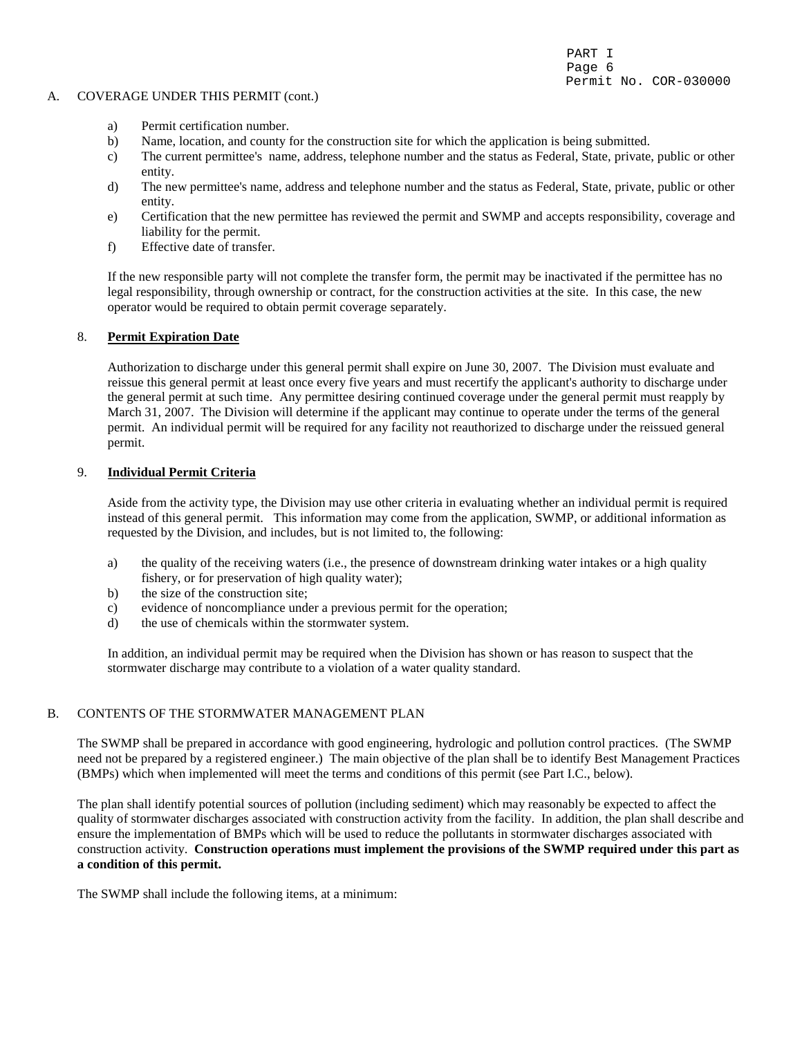A. COVERAGE UNDER THIS PERMIT (cont.)

a) Permit certification number.
b) Name, location, and county for the construction site for which the application is being submitted.
c) The current permittee's name, address, telephone number and the status as Federal, State, private, public or other entity.
d) The new permittee's name, address and telephone number and the status as Federal, State, private, public or other entity.
e) Certification that the new permittee has reviewed the permit and SWMP and accepts responsibility, coverage and liability for the permit.
f) Effective date of transfer.

If the new responsible party will not complete the transfer form, the permit may be inactivated if the permittee has no legal responsibility, through ownership or contract, for the construction activities at the site. In this case, the new operator would be required to obtain permit coverage separately.

8. **Permit Expiration Date**

Authorization to discharge under this general permit shall expire on June 30, 2007. The Division must evaluate and reissue this general permit at least once every five years and must recertify the applicant's authority to discharge under the general permit at such time. Any permittee desiring continued coverage under the general permit must reapply by March 31, 2007. The Division will determine if the applicant may continue to operate under the terms of the general permit. An individual permit will be required for any facility not reauthorized to discharge under the reissued general permit.

9. **Individual Permit Criteria**

Aside from the activity type, the Division may use other criteria in evaluating whether an individual permit is required instead of this general permit. This information may come from the application, SWMP, or additional information as requested by the Division, and includes, but is not limited to, the following:

a) the quality of the receiving waters (i.e., the presence of downstream drinking water intakes or a high quality fishery, or for preservation of high quality water);
b) the size of the construction site;
c) evidence of noncompliance under a previous permit for the operation;
d) the use of chemicals within the stormwater system.

In addition, an individual permit may be required when the Division has shown or has reason to suspect that the stormwater discharge may contribute to a violation of a water quality standard.

B. CONTENTS OF THE STORMWATER MANAGEMENT PLAN

The SWMP shall be prepared in accordance with good engineering, hydrologic and pollution control practices. (The SWMP need not be prepared by a registered engineer.) The main objective of the plan shall be to identify Best Management Practices (BMPs) which when implemented will meet the terms and conditions of this permit (see Part I.C., below).

The plan shall identify potential sources of pollution (including sediment) which may reasonably be expected to affect the quality of stormwater discharges associated with construction activity from the facility. In addition, the plan shall describe and ensure the implementation of BMPs which will be used to reduce the pollutants in stormwater discharges associated with construction activity. **Construction operations must implement the provisions of the SWMP required under this part as a condition of this permit.**

The SWMP shall include the following items, at a minimum: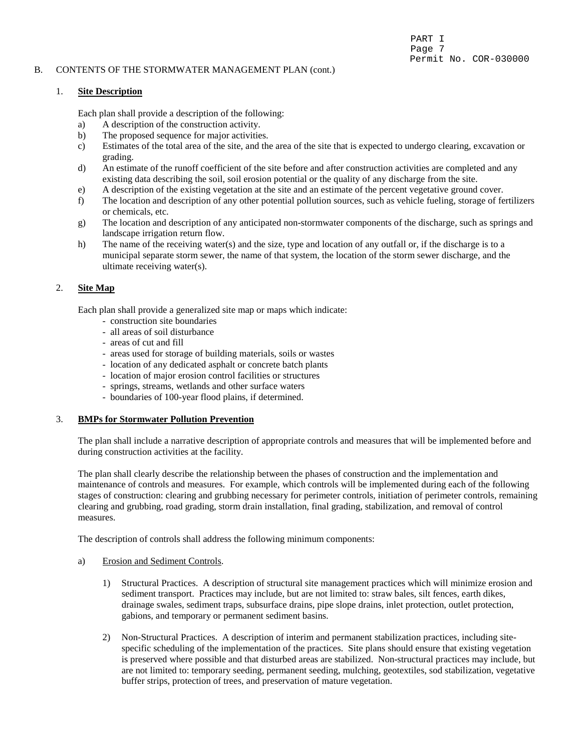B. CONTENTS OF THE STORMWATER MANAGEMENT PLAN (cont.)

1. **Site Description**

Each plan shall provide a description of the following:

a) A description of the construction activity.
b) The proposed sequence for major activities.
c) Estimates of the total area of the site, and the area of the site that is expected to undergo clearing, excavation or grading.
d) An estimate of the runoff coefficient of the site before and after construction activities are completed and any existing data describing the soil, soil erosion potential or the quality of any discharge from the site.
e) A description of the existing vegetation at the site and an estimate of the percent vegetative ground cover.
f) The location and description of any other potential pollution sources, such as vehicle fueling, storage of fertilizers or chemicals, etc.
g) The location and description of any anticipated non-stormwater components of the discharge, such as springs and landscape irrigation return flow.
h) The name of the receiving water(s) and the size, type and location of any outfall or, if the discharge is to a municipal separate storm sewer, the name of that system, the location of the storm sewer discharge, and the ultimate receiving water(s).

2. **Site Map**

Each plan shall provide a generalized site map or maps which indicate:

- construction site boundaries
- all areas of soil disturbance
- areas of cut and fill
- areas used for storage of building materials, soils or wastes
- location of any dedicated asphalt or concrete batch plants
- location of major erosion control facilities or structures
- springs, streams, wetlands and other surface waters
- boundaries of 100-year flood plains, if determined.

3. **BMPs for Stormwater Pollution Prevention**

The plan shall include a narrative description of appropriate controls and measures that will be implemented before and during construction activities at the facility.

The plan shall clearly describe the relationship between the phases of construction and the implementation and maintenance of controls and measures. For example, which controls will be implemented during each of the following stages of construction: clearing and grubbing necessary for perimeter controls, initiation of perimeter controls, remaining clearing and grubbing, road grading, storm drain installation, final grading, stabilization, and removal of control measures.

The description of controls shall address the following minimum components:

a) Erosion and Sediment Controls.

1) Structural Practices. A description of structural site management practices which will minimize erosion and sediment transport. Practices may include, but are not limited to: straw bales, silt fences, earth dikes, drainage swales, sediment traps, subsurface drains, pipe slope drains, inlet protection, outlet protection, gabions, and temporary or permanent sediment basins.

2) Non-Structural Practices. A description of interim and permanent stabilization practices, including site-specific scheduling of the implementation of the practices. Site plans should ensure that existing vegetation is preserved where possible and that disturbed areas are stabilized. Non-structural practices may include, but are not limited to: temporary seeding, permanent seeding, mulching, geotextiles, sod stabilization, vegetative buffer strips, protection of trees, and preservation of mature vegetation.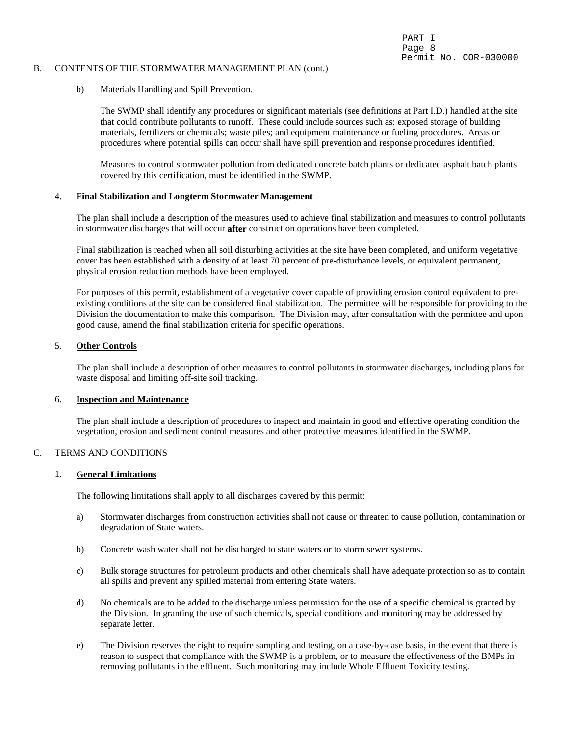## B. CONTENTS OF THE STORMWATER MANAGEMENT PLAN (cont.)

b) Materials Handling and Spill Prevention.

The SWMP shall identify any procedures or significant materials (see definitions at Part I.D.) handled at the site that could contribute pollutants to runoff. These could include sources such as: exposed storage of building materials, fertilizers or chemicals; waste piles; and equipment maintenance or fueling procedures. Areas or procedures where potential spills can occur shall have spill prevention and response procedures identified.

Measures to control stormwater pollution from dedicated concrete batch plants or dedicated asphalt batch plants covered by this certification, must be identified in the SWMP.

### 4. **Final Stabilization and Longterm Stormwater Management**

The plan shall include a description of the measures used to achieve final stabilization and measures to control pollutants in stormwater discharges that will occur **after** construction operations have been completed.

Final stabilization is reached when all soil disturbing activities at the site have been completed, and uniform vegetative cover has been established with a density of at least 70 percent of pre-disturbance levels, or equivalent permanent, physical erosion reduction methods have been employed.

For purposes of this permit, establishment of a vegetative cover capable of providing erosion control equivalent to pre-existing conditions at the site can be considered final stabilization. The permittee will be responsible for providing to the Division the documentation to make this comparison. The Division may, after consultation with the permittee and upon good cause, amend the final stabilization criteria for specific operations.

### 5. **Other Controls**

The plan shall include a description of other measures to control pollutants in stormwater discharges, including plans for waste disposal and limiting off-site soil tracking.

### 6. **Inspection and Maintenance**

The plan shall include a description of procedures to inspect and maintain in good and effective operating condition the vegetation, erosion and sediment control measures and other protective measures identified in the SWMP.

## C. TERMS AND CONDITIONS

### 1. **General Limitations**

The following limitations shall apply to all discharges covered by this permit:

a) Stormwater discharges from construction activities shall not cause or threaten to cause pollution, contamination or degradation of State waters.

b) Concrete wash water shall not be discharged to state waters or to storm sewer systems.

c) Bulk storage structures for petroleum products and other chemicals shall have adequate protection so as to contain all spills and prevent any spilled material from entering State waters.

d) No chemicals are to be added to the discharge unless permission for the use of a specific chemical is granted by the Division. In granting the use of such chemicals, special conditions and monitoring may be addressed by separate letter.

e) The Division reserves the right to require sampling and testing, on a case-by-case basis, in the event that there is reason to suspect that compliance with the SWMP is a problem, or to measure the effectiveness of the BMPs in removing pollutants in the effluent. Such monitoring may include Whole Effluent Toxicity testing.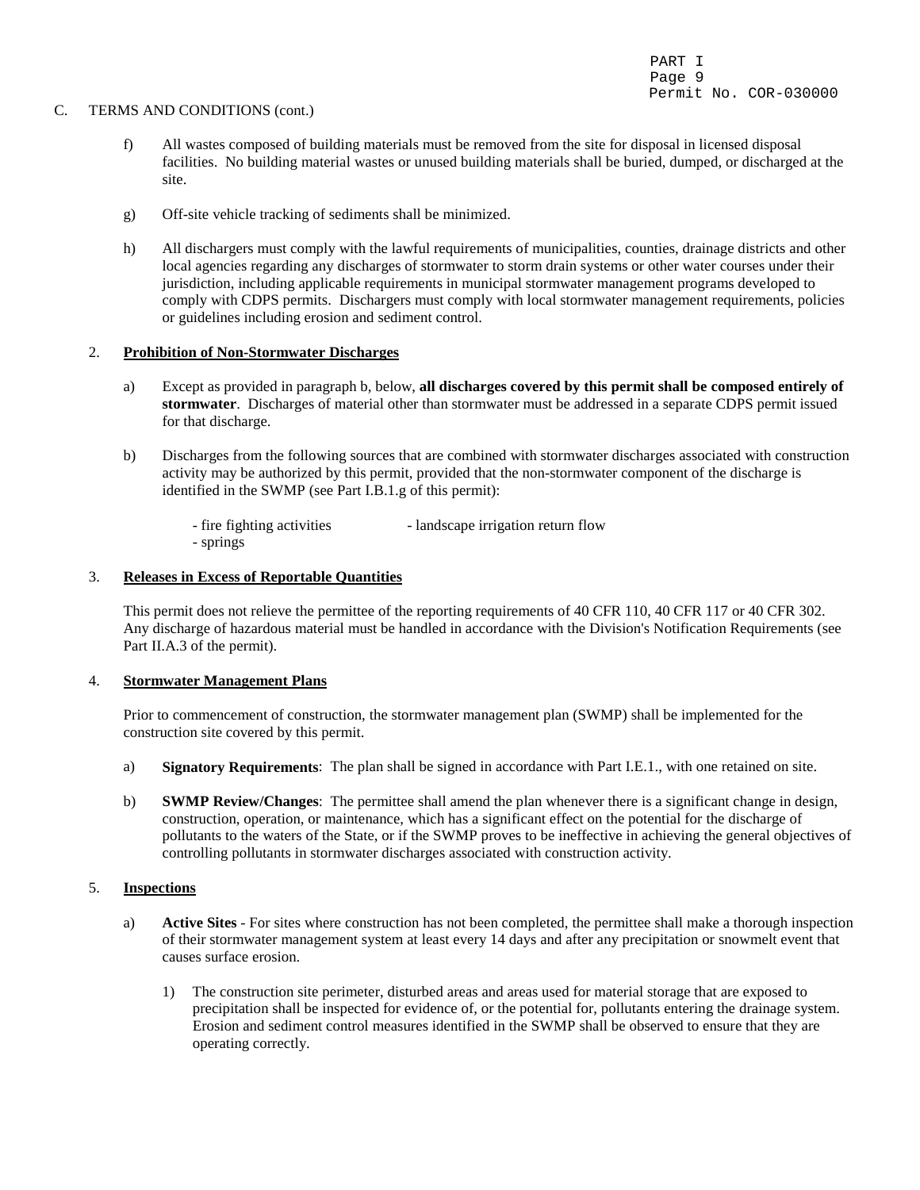C. TERMS AND CONDITIONS (cont.)

f) All wastes composed of building materials must be removed from the site for disposal in licensed disposal facilities. No building material wastes or unused building materials shall be buried, dumped, or discharged at the site.

g) Off-site vehicle tracking of sediments shall be minimized.

h) All dischargers must comply with the lawful requirements of municipalities, counties, drainage districts and other local agencies regarding any discharges of stormwater to storm drain systems or other water courses under their jurisdiction, including applicable requirements in municipal stormwater management programs developed to comply with CDPS permits. Dischargers must comply with local stormwater management requirements, policies or guidelines including erosion and sediment control.

2. **Prohibition of Non-Stormwater Discharges**

a) Except as provided in paragraph b, below, **all discharges covered by this permit shall be composed entirely of stormwater**. Discharges of material other than stormwater must be addressed in a separate CDPS permit issued for that discharge.

b) Discharges from the following sources that are combined with stormwater discharges associated with construction activity may be authorized by this permit, provided that the non-stormwater component of the discharge is identified in the SWMP (see Part I.B.1.g of this permit):

- fire fighting activities
- landscape irrigation return flow
- springs

3. **Releases in Excess of Reportable Quantities**

This permit does not relieve the permittee of the reporting requirements of 40 CFR 110, 40 CFR 117 or 40 CFR 302. Any discharge of hazardous material must be handled in accordance with the Division's Notification Requirements (see Part II.A.3 of the permit).

4. **Stormwater Management Plans**

Prior to commencement of construction, the stormwater management plan (SWMP) shall be implemented for the construction site covered by this permit.

a) **Signatory Requirements**: The plan shall be signed in accordance with Part I.E.1., with one retained on site.

b) **SWMP Review/Changes**: The permittee shall amend the plan whenever there is a significant change in design, construction, operation, or maintenance, which has a significant effect on the potential for the discharge of pollutants to the waters of the State, or if the SWMP proves to be ineffective in achieving the general objectives of controlling pollutants in stormwater discharges associated with construction activity.

5. **Inspections**

a) **Active Sites** - For sites where construction has not been completed, the permittee shall make a thorough inspection of their stormwater management system at least every 14 days and after any precipitation or snowmelt event that causes surface erosion.

1) The construction site perimeter, disturbed areas and areas used for material storage that are exposed to precipitation shall be inspected for evidence of, or the potential for, pollutants entering the drainage system. Erosion and sediment control measures identified in the SWMP shall be observed to ensure that they are operating correctly.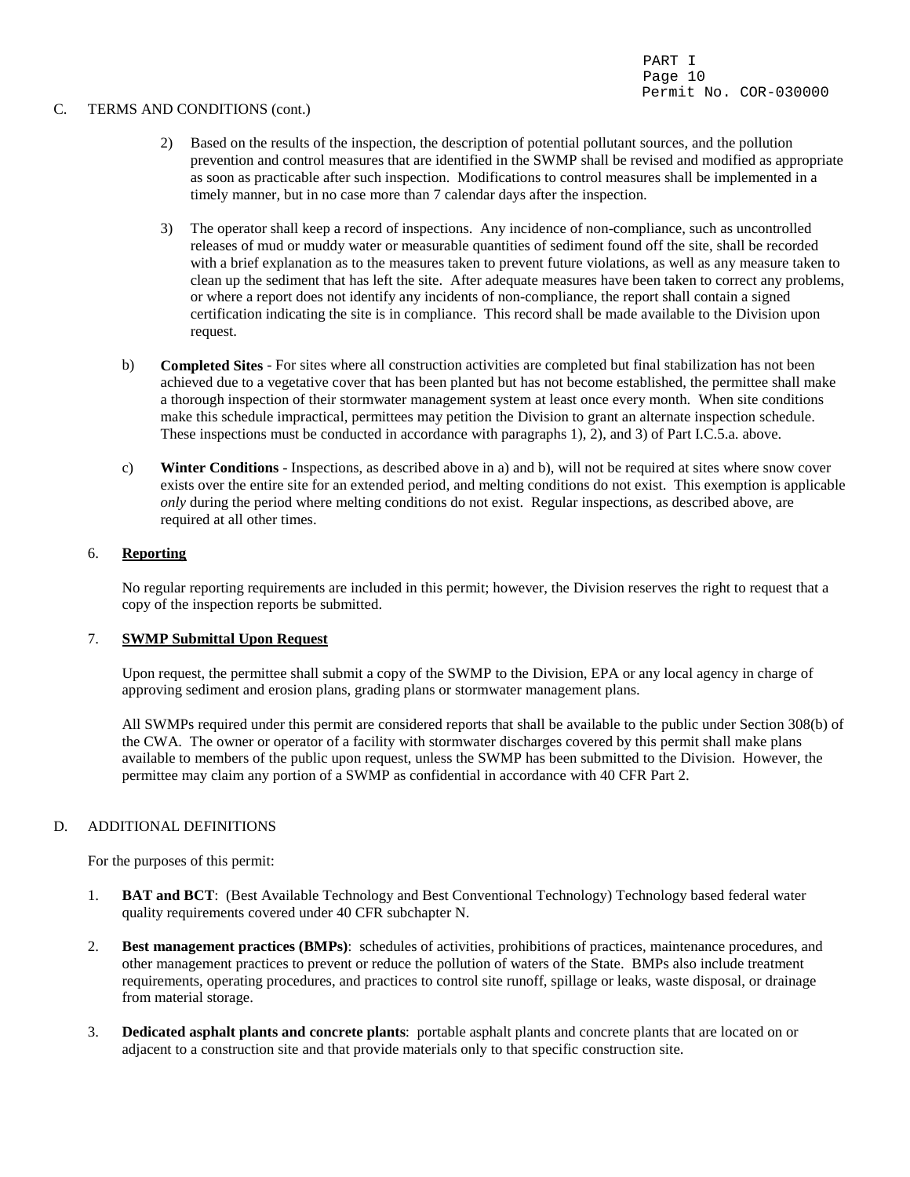C. TERMS AND CONDITIONS (cont.)

2) Based on the results of the inspection, the description of potential pollutant sources, and the pollution prevention and control measures that are identified in the SWMP shall be revised and modified as appropriate as soon as practicable after such inspection. Modifications to control measures shall be implemented in a timely manner, but in no case more than 7 calendar days after the inspection.

3) The operator shall keep a record of inspections. Any incidence of non-compliance, such as uncontrolled releases of mud or muddy water or measurable quantities of sediment found off the site, shall be recorded with a brief explanation as to the measures taken to prevent future violations, as well as any measure taken to clean up the sediment that has left the site. After adequate measures have been taken to correct any problems, or where a report does not identify any incidents of non-compliance, the report shall contain a signed certification indicating the site is in compliance. This record shall be made available to the Division upon request.

b) **Completed Sites** - For sites where all construction activities are completed but final stabilization has not been achieved due to a vegetative cover that has been planted but has not become established, the permittee shall make a thorough inspection of their stormwater management system at least once every month. When site conditions make this schedule impractical, permittees may petition the Division to grant an alternate inspection schedule. These inspections must be conducted in accordance with paragraphs 1), 2), and 3) of Part I.C.5.a. above.

c) **Winter Conditions** - Inspections, as described above in a) and b), will not be required at sites where snow cover exists over the entire site for an extended period, and melting conditions do not exist. This exemption is applicable *only* during the period where melting conditions do not exist. Regular inspections, as described above, are required at all other times.

6. **Reporting**

No regular reporting requirements are included in this permit; however, the Division reserves the right to request that a copy of the inspection reports be submitted.

7. **SWMP Submittal Upon Request**

Upon request, the permittee shall submit a copy of the SWMP to the Division, EPA or any local agency in charge of approving sediment and erosion plans, grading plans or stormwater management plans.

All SWMPs required under this permit are considered reports that shall be available to the public under Section 308(b) of the CWA. The owner or operator of a facility with stormwater discharges covered by this permit shall make plans available to members of the public upon request, unless the SWMP has been submitted to the Division. However, the permittee may claim any portion of a SWMP as confidential in accordance with 40 CFR Part 2.

D. ADDITIONAL DEFINITIONS

For the purposes of this permit:

1. **BAT and BCT**: (Best Available Technology and Best Conventional Technology) Technology based federal water quality requirements covered under 40 CFR subchapter N.

2. **Best management practices (BMPs)**: schedules of activities, prohibitions of practices, maintenance procedures, and other management practices to prevent or reduce the pollution of waters of the State. BMPs also include treatment requirements, operating procedures, and practices to control site runoff, spillage or leaks, waste disposal, or drainage from material storage.

3. **Dedicated asphalt plants and concrete plants**: portable asphalt plants and concrete plants that are located on or adjacent to a construction site and that provide materials only to that specific construction site.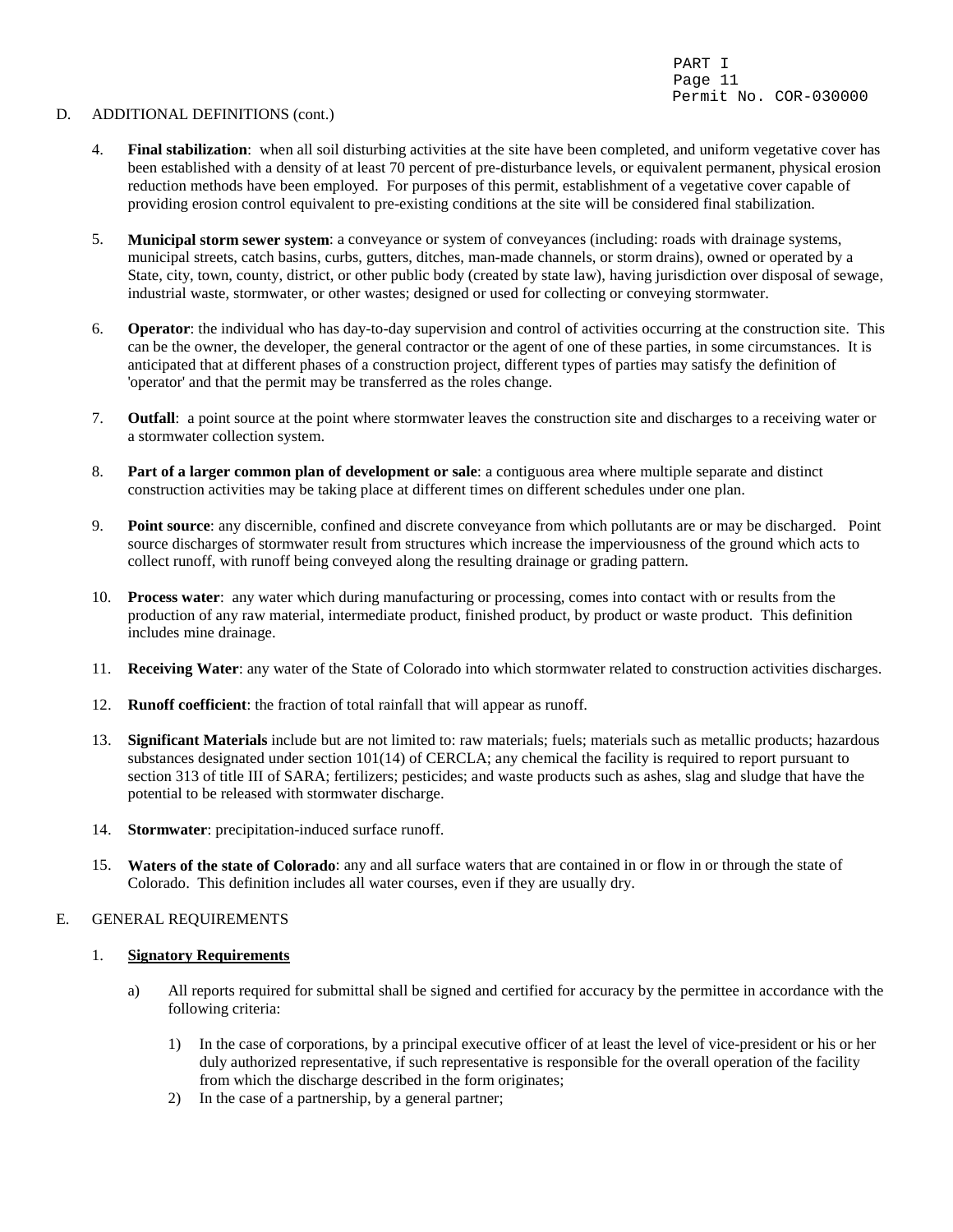D. ADDITIONAL DEFINITIONS (cont.)

4. **Final stabilization**: when all soil disturbing activities at the site have been completed, and uniform vegetative cover has been established with a density of at least 70 percent of pre-disturbance levels, or equivalent permanent, physical erosion reduction methods have been employed. For purposes of this permit, establishment of a vegetative cover capable of providing erosion control equivalent to pre-existing conditions at the site will be considered final stabilization.

5. **Municipal storm sewer system**: a conveyance or system of conveyances (including: roads with drainage systems, municipal streets, catch basins, curbs, gutters, ditches, man-made channels, or storm drains), owned or operated by a State, city, town, county, district, or other public body (created by state law), having jurisdiction over disposal of sewage, industrial waste, stormwater, or other wastes; designed or used for collecting or conveying stormwater.

6. **Operator**: the individual who has day-to-day supervision and control of activities occurring at the construction site. This can be the owner, the developer, the general contractor or the agent of one of these parties, in some circumstances. It is anticipated that at different phases of a construction project, different types of parties may satisfy the definition of 'operator' and that the permit may be transferred as the roles change.

7. **Outfall**: a point source at the point where stormwater leaves the construction site and discharges to a receiving water or a stormwater collection system.

8. **Part of a larger common plan of development or sale**: a contiguous area where multiple separate and distinct construction activities may be taking place at different times on different schedules under one plan.

9. **Point source**: any discernible, confined and discrete conveyance from which pollutants are or may be discharged. Point source discharges of stormwater result from structures which increase the imperviousness of the ground which acts to collect runoff, with runoff being conveyed along the resulting drainage or grading pattern.

10. **Process water**: any water which during manufacturing or processing, comes into contact with or results from the production of any raw material, intermediate product, finished product, by product or waste product. This definition includes mine drainage.

11. **Receiving Water**: any water of the State of Colorado into which stormwater related to construction activities discharges.

12. **Runoff coefficient**: the fraction of total rainfall that will appear as runoff.

13. **Significant Materials** include but are not limited to: raw materials; fuels; materials such as metallic products; hazardous substances designated under section 101(14) of CERCLA; any chemical the facility is required to report pursuant to section 313 of title III of SARA; fertilizers; pesticides; and waste products such as ashes, slag and sludge that have the potential to be released with stormwater discharge.

14. **Stormwater**: precipitation-induced surface runoff.

15. **Waters of the state of Colorado**: any and all surface waters that are contained in or flow in or through the state of Colorado. This definition includes all water courses, even if they are usually dry.

E. GENERAL REQUIREMENTS

1. **Signatory Requirements**

   a) All reports required for submittal shall be signed and certified for accuracy by the permittee in accordance with the following criteria:

      1) In the case of corporations, by a principal executive officer of at least the level of vice-president or his or her duly authorized representative, if such representative is responsible for the overall operation of the facility from which the discharge described in the form originates;
      2) In the case of a partnership, by a general partner;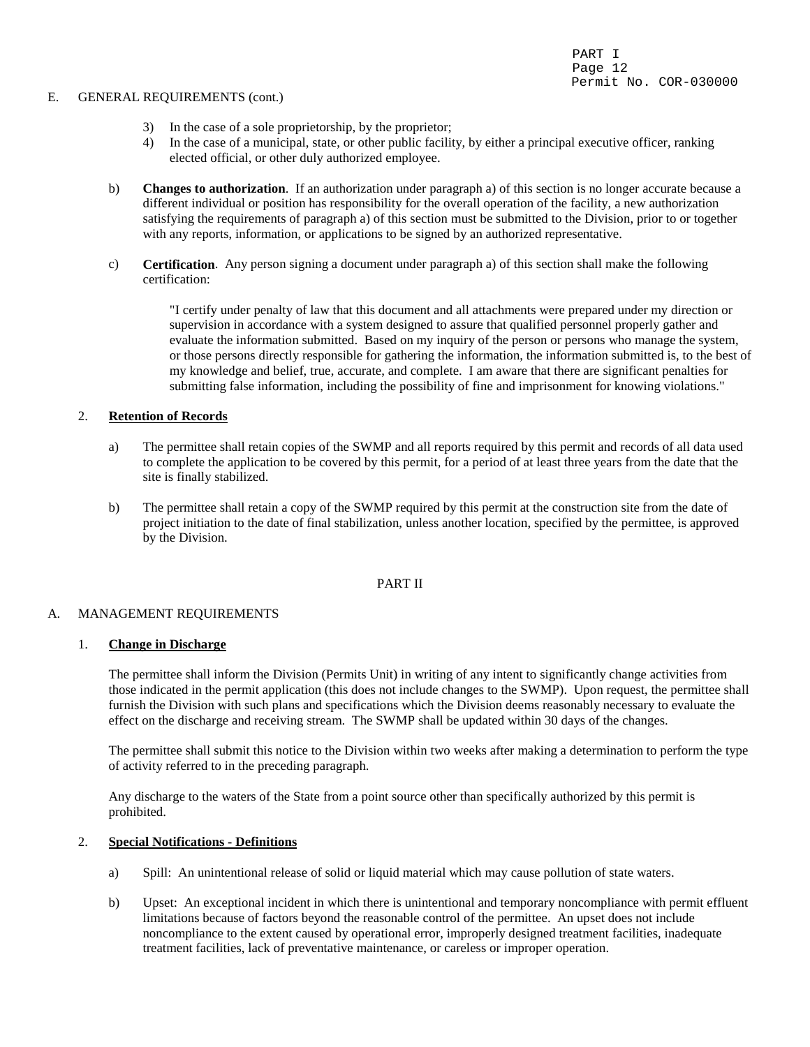E. GENERAL REQUIREMENTS (cont.)

3) In the case of a sole proprietorship, by the proprietor;
4) In the case of a municipal, state, or other public facility, by either a principal executive officer, ranking elected official, or other duly authorized employee.

b) **Changes to authorization**. If an authorization under paragraph a) of this section is no longer accurate because a different individual or position has responsibility for the overall operation of the facility, a new authorization satisfying the requirements of paragraph a) of this section must be submitted to the Division, prior to or together with any reports, information, or applications to be signed by an authorized representative.

c) **Certification**. Any person signing a document under paragraph a) of this section shall make the following certification:

> "I certify under penalty of law that this document and all attachments were prepared under my direction or supervision in accordance with a system designed to assure that qualified personnel properly gather and evaluate the information submitted. Based on my inquiry of the person or persons who manage the system, or those persons directly responsible for gathering the information, the information submitted is, to the best of my knowledge and belief, true, accurate, and complete. I am aware that there are significant penalties for submitting false information, including the possibility of fine and imprisonment for knowing violations."

2. **Retention of Records**

a) The permittee shall retain copies of the SWMP and all reports required by this permit and records of all data used to complete the application to be covered by this permit, for a period of at least three years from the date that the site is finally stabilized.

b) The permittee shall retain a copy of the SWMP required by this permit at the construction site from the date of project initiation to the date of final stabilization, unless another location, specified by the permittee, is approved by the Division.

# PART II

## A. MANAGEMENT REQUIREMENTS

1. **Change in Discharge**

The permittee shall inform the Division (Permits Unit) in writing of any intent to significantly change activities from those indicated in the permit application (this does not include changes to the SWMP). Upon request, the permittee shall furnish the Division with such plans and specifications which the Division deems reasonably necessary to evaluate the effect on the discharge and receiving stream. The SWMP shall be updated within 30 days of the changes.

The permittee shall submit this notice to the Division within two weeks after making a determination to perform the type of activity referred to in the preceding paragraph.

Any discharge to the waters of the State from a point source other than specifically authorized by this permit is prohibited.

2. **Special Notifications - Definitions**

a) Spill: An unintentional release of solid or liquid material which may cause pollution of state waters.

b) Upset: An exceptional incident in which there is unintentional and temporary noncompliance with permit effluent limitations because of factors beyond the reasonable control of the permittee. An upset does not include noncompliance to the extent caused by operational error, improperly designed treatment facilities, inadequate treatment facilities, lack of preventative maintenance, or careless or improper operation.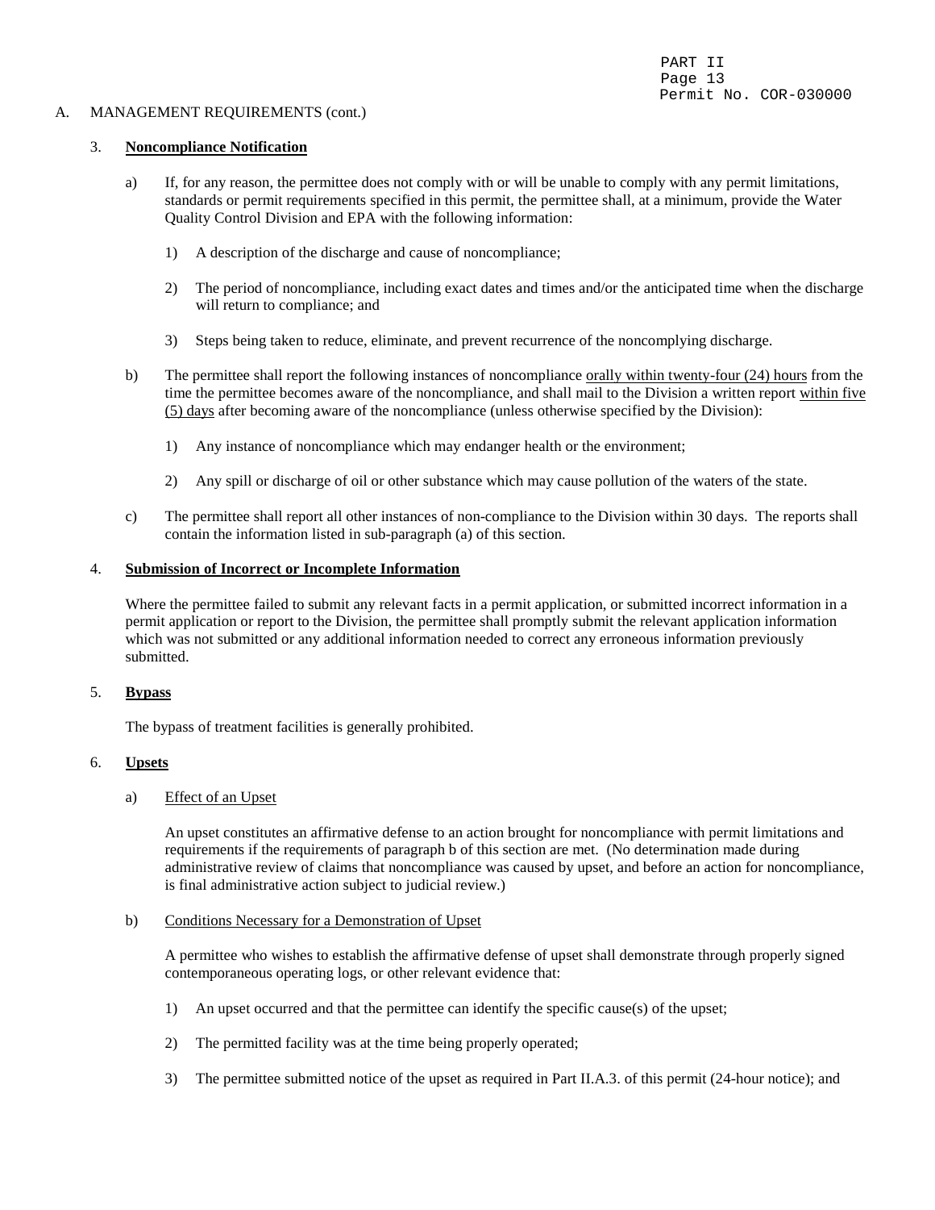A. MANAGEMENT REQUIREMENTS (cont.)

3. **Noncompliance Notification**

   a) If, for any reason, the permittee does not comply with or will be unable to comply with any permit limitations, standards or permit requirements specified in this permit, the permittee shall, at a minimum, provide the Water Quality Control Division and EPA with the following information:

      1) A description of the discharge and cause of noncompliance;

      2) The period of noncompliance, including exact dates and times and/or the anticipated time when the discharge will return to compliance; and

      3) Steps being taken to reduce, eliminate, and prevent recurrence of the noncomplying discharge.

   b) The permittee shall report the following instances of noncompliance orally within twenty-four (24) hours from the time the permittee becomes aware of the noncompliance, and shall mail to the Division a written report within five (5) days after becoming aware of the noncompliance (unless otherwise specified by the Division):

      1) Any instance of noncompliance which may endanger health or the environment;

      2) Any spill or discharge of oil or other substance which may cause pollution of the waters of the state.

   c) The permittee shall report all other instances of non-compliance to the Division within 30 days. The reports shall contain the information listed in sub-paragraph (a) of this section.

4. **Submission of Incorrect or Incomplete Information**

   Where the permittee failed to submit any relevant facts in a permit application, or submitted incorrect information in a permit application or report to the Division, the permittee shall promptly submit the relevant application information which was not submitted or any additional information needed to correct any erroneous information previously submitted.

5. **Bypass**

   The bypass of treatment facilities is generally prohibited.

6. **Upsets**

   a) Effect of an Upset

      An upset constitutes an affirmative defense to an action brought for noncompliance with permit limitations and requirements if the requirements of paragraph b of this section are met. (No determination made during administrative review of claims that noncompliance was caused by upset, and before an action for noncompliance, is final administrative action subject to judicial review.)

   b) Conditions Necessary for a Demonstration of Upset

      A permittee who wishes to establish the affirmative defense of upset shall demonstrate through properly signed contemporaneous operating logs, or other relevant evidence that:

      1) An upset occurred and that the permittee can identify the specific cause(s) of the upset;

      2) The permitted facility was at the time being properly operated;

      3) The permittee submitted notice of the upset as required in Part II.A.3. of this permit (24-hour notice); and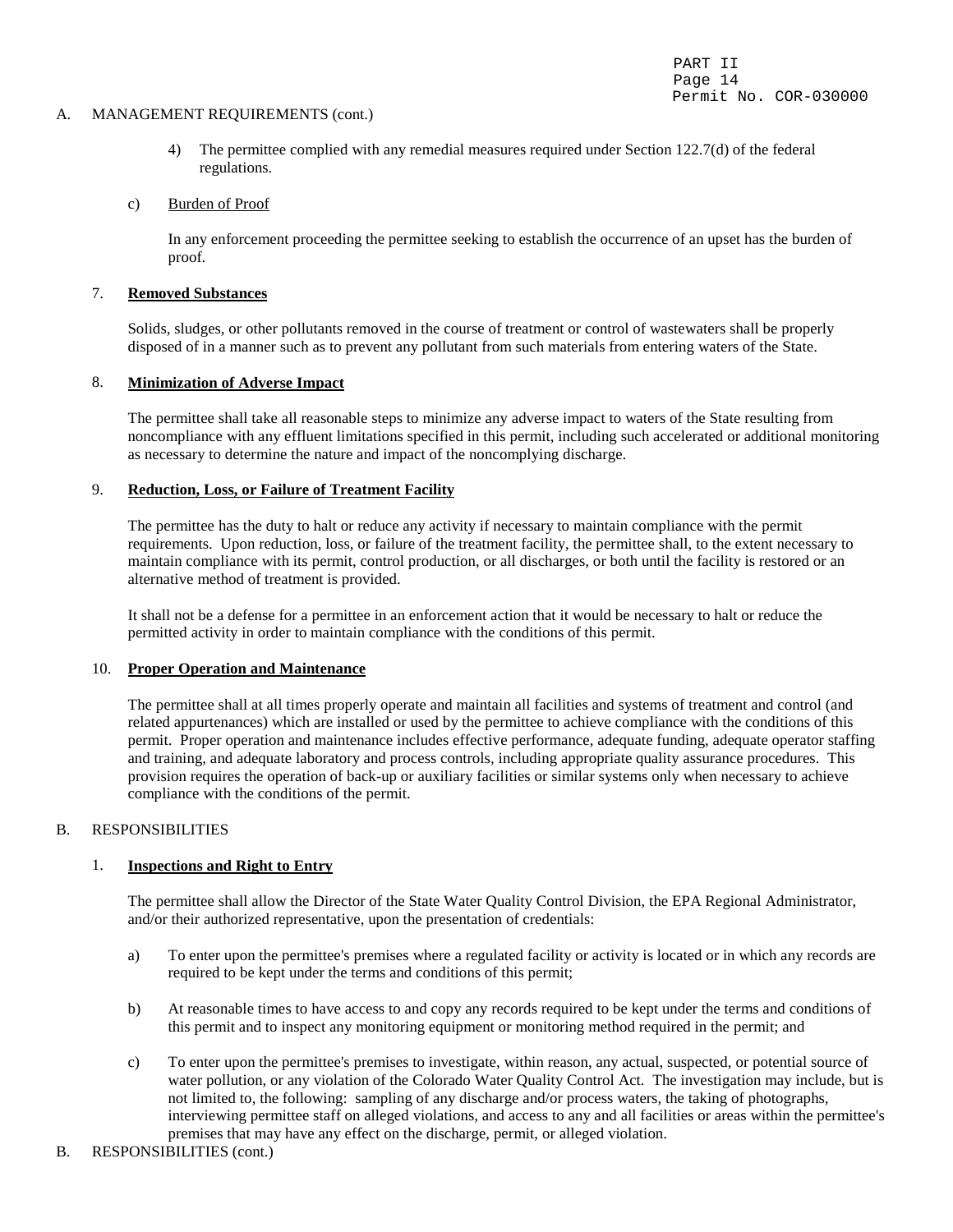## A. MANAGEMENT REQUIREMENTS (cont.)

4) The permittee complied with any remedial measures required under Section 122.7(d) of the federal regulations.

c) Burden of Proof

In any enforcement proceeding the permittee seeking to establish the occurrence of an upset has the burden of proof.

### 7. **Removed Substances**

Solids, sludges, or other pollutants removed in the course of treatment or control of wastewaters shall be properly disposed of in a manner such as to prevent any pollutant from such materials from entering waters of the State.

### 8. **Minimization of Adverse Impact**

The permittee shall take all reasonable steps to minimize any adverse impact to waters of the State resulting from noncompliance with any effluent limitations specified in this permit, including such accelerated or additional monitoring as necessary to determine the nature and impact of the noncomplying discharge.

### 9. **Reduction, Loss, or Failure of Treatment Facility**

The permittee has the duty to halt or reduce any activity if necessary to maintain compliance with the permit requirements. Upon reduction, loss, or failure of the treatment facility, the permittee shall, to the extent necessary to maintain compliance with its permit, control production, or all discharges, or both until the facility is restored or an alternative method of treatment is provided.

It shall not be a defense for a permittee in an enforcement action that it would be necessary to halt or reduce the permitted activity in order to maintain compliance with the conditions of this permit.

### 10. **Proper Operation and Maintenance**

The permittee shall at all times properly operate and maintain all facilities and systems of treatment and control (and related appurtenances) which are installed or used by the permittee to achieve compliance with the conditions of this permit. Proper operation and maintenance includes effective performance, adequate funding, adequate operator staffing and training, and adequate laboratory and process controls, including appropriate quality assurance procedures. This provision requires the operation of back-up or auxiliary facilities or similar systems only when necessary to achieve compliance with the conditions of the permit.

## B. RESPONSIBILITIES

### 1. **Inspections and Right to Entry**

The permittee shall allow the Director of the State Water Quality Control Division, the EPA Regional Administrator, and/or their authorized representative, upon the presentation of credentials:

a) To enter upon the permittee's premises where a regulated facility or activity is located or in which any records are required to be kept under the terms and conditions of this permit;

b) At reasonable times to have access to and copy any records required to be kept under the terms and conditions of this permit and to inspect any monitoring equipment or monitoring method required in the permit; and

c) To enter upon the permittee's premises to investigate, within reason, any actual, suspected, or potential source of water pollution, or any violation of the Colorado Water Quality Control Act. The investigation may include, but is not limited to, the following: sampling of any discharge and/or process waters, the taking of photographs, interviewing permittee staff on alleged violations, and access to any and all facilities or areas within the permittee's premises that may have any effect on the discharge, permit, or alleged violation.

## B. RESPONSIBILITIES (cont.)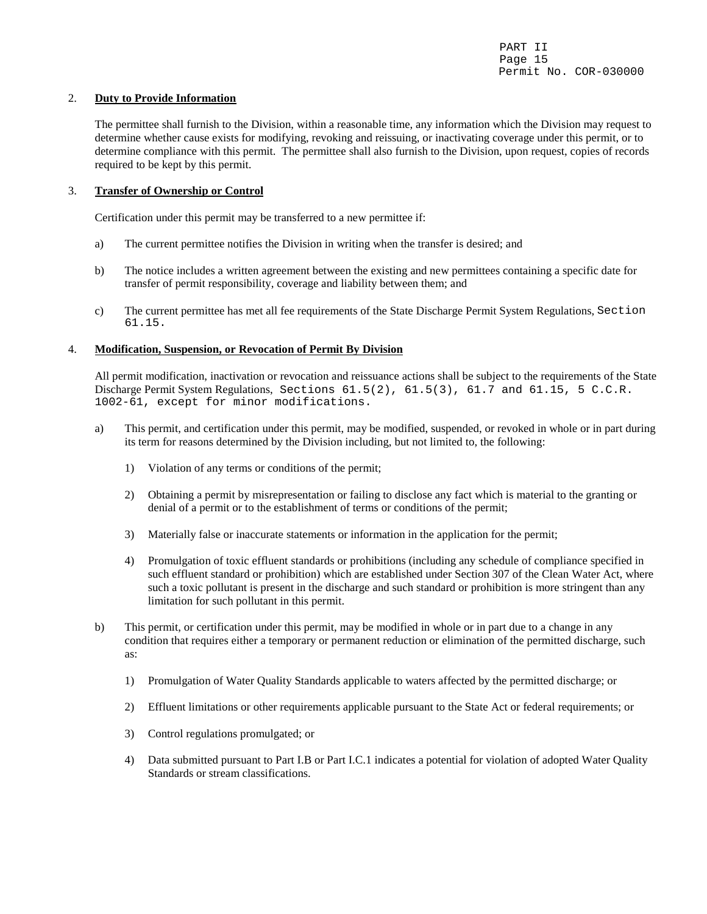2. **Duty to Provide Information**

   The permittee shall furnish to the Division, within a reasonable time, any information which the Division may request to determine whether cause exists for modifying, revoking and reissuing, or inactivating coverage under this permit, or to determine compliance with this permit. The permittee shall also furnish to the Division, upon request, copies of records required to be kept by this permit.

3. **Transfer of Ownership or Control**

   Certification under this permit may be transferred to a new permittee if:

   a) The current permittee notifies the Division in writing when the transfer is desired; and

   b) The notice includes a written agreement between the existing and new permittees containing a specific date for transfer of permit responsibility, coverage and liability between them; and

   c) The current permittee has met all fee requirements of the State Discharge Permit System Regulations, Section 61.15.

4. **Modification, Suspension, or Revocation of Permit By Division**

   All permit modification, inactivation or revocation and reissuance actions shall be subject to the requirements of the State Discharge Permit System Regulations, Sections 61.5(2), 61.5(3), 61.7 and 61.15, 5 C.C.R. 1002-61, except for minor modifications.

   a) This permit, and certification under this permit, may be modified, suspended, or revoked in whole or in part during its term for reasons determined by the Division including, but not limited to, the following:

      1) Violation of any terms or conditions of the permit;

      2) Obtaining a permit by misrepresentation or failing to disclose any fact which is material to the granting or denial of a permit or to the establishment of terms or conditions of the permit;

      3) Materially false or inaccurate statements or information in the application for the permit;

      4) Promulgation of toxic effluent standards or prohibitions (including any schedule of compliance specified in such effluent standard or prohibition) which are established under Section 307 of the Clean Water Act, where such a toxic pollutant is present in the discharge and such standard or prohibition is more stringent than any limitation for such pollutant in this permit.

   b) This permit, or certification under this permit, may be modified in whole or in part due to a change in any condition that requires either a temporary or permanent reduction or elimination of the permitted discharge, such as:

      1) Promulgation of Water Quality Standards applicable to waters affected by the permitted discharge; or

      2) Effluent limitations or other requirements applicable pursuant to the State Act or federal requirements; or

      3) Control regulations promulgated; or

      4) Data submitted pursuant to Part I.B or Part I.C.1 indicates a potential for violation of adopted Water Quality Standards or stream classifications.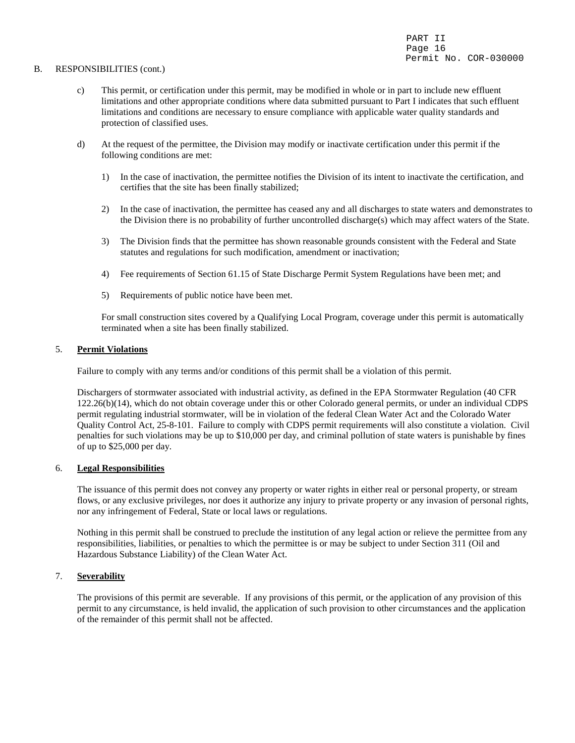B. RESPONSIBILITIES (cont.)

c) This permit, or certification under this permit, may be modified in whole or in part to include new effluent limitations and other appropriate conditions where data submitted pursuant to Part I indicates that such effluent limitations and conditions are necessary to ensure compliance with applicable water quality standards and protection of classified uses.

d) At the request of the permittee, the Division may modify or inactivate certification under this permit if the following conditions are met:

1) In the case of inactivation, the permittee notifies the Division of its intent to inactivate the certification, and certifies that the site has been finally stabilized;

2) In the case of inactivation, the permittee has ceased any and all discharges to state waters and demonstrates to the Division there is no probability of further uncontrolled discharge(s) which may affect waters of the State.

3) The Division finds that the permittee has shown reasonable grounds consistent with the Federal and State statutes and regulations for such modification, amendment or inactivation;

4) Fee requirements of Section 61.15 of State Discharge Permit System Regulations have been met; and

5) Requirements of public notice have been met.

For small construction sites covered by a Qualifying Local Program, coverage under this permit is automatically terminated when a site has been finally stabilized.

5. **Permit Violations**

Failure to comply with any terms and/or conditions of this permit shall be a violation of this permit.

Dischargers of stormwater associated with industrial activity, as defined in the EPA Stormwater Regulation (40 CFR 122.26(b)(14), which do not obtain coverage under this or other Colorado general permits, or under an individual CDPS permit regulating industrial stormwater, will be in violation of the federal Clean Water Act and the Colorado Water Quality Control Act, 25-8-101. Failure to comply with CDPS permit requirements will also constitute a violation. Civil penalties for such violations may be up to $10,000 per day, and criminal pollution of state waters is punishable by fines of up to $25,000 per day.

6. **Legal Responsibilities**

The issuance of this permit does not convey any property or water rights in either real or personal property, or stream flows, or any exclusive privileges, nor does it authorize any injury to private property or any invasion of personal rights, nor any infringement of Federal, State or local laws or regulations.

Nothing in this permit shall be construed to preclude the institution of any legal action or relieve the permittee from any responsibilities, liabilities, or penalties to which the permittee is or may be subject to under Section 311 (Oil and Hazardous Substance Liability) of the Clean Water Act.

7. **Severability**

The provisions of this permit are severable. If any provisions of this permit, or the application of any provision of this permit to any circumstance, is held invalid, the application of such provision to other circumstances and the application of the remainder of this permit shall not be affected.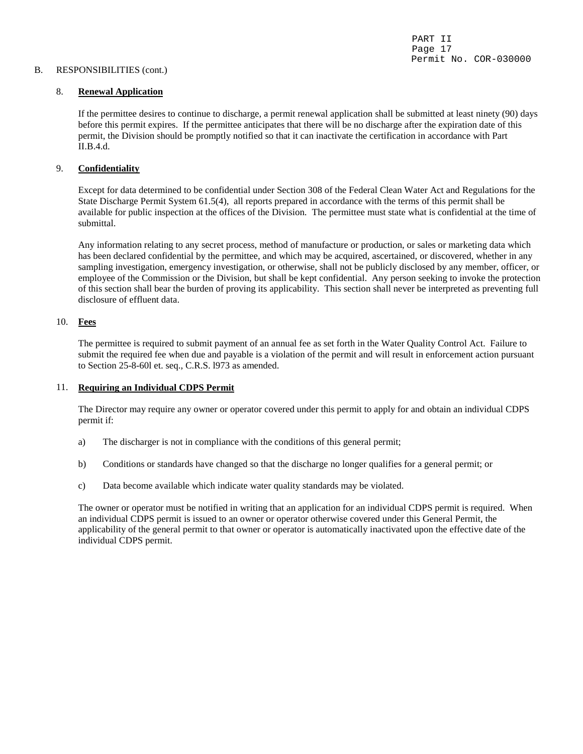B. RESPONSIBILITIES (cont.)

8. **Renewal Application**

   If the permittee desires to continue to discharge, a permit renewal application shall be submitted at least ninety (90) days before this permit expires. If the permittee anticipates that there will be no discharge after the expiration date of this permit, the Division should be promptly notified so that it can inactivate the certification in accordance with Part II.B.4.d.

9. **Confidentiality**

   Except for data determined to be confidential under Section 308 of the Federal Clean Water Act and Regulations for the State Discharge Permit System 61.5(4), all reports prepared in accordance with the terms of this permit shall be available for public inspection at the offices of the Division. The permittee must state what is confidential at the time of submittal.

   Any information relating to any secret process, method of manufacture or production, or sales or marketing data which has been declared confidential by the permittee, and which may be acquired, ascertained, or discovered, whether in any sampling investigation, emergency investigation, or otherwise, shall not be publicly disclosed by any member, officer, or employee of the Commission or the Division, but shall be kept confidential. Any person seeking to invoke the protection of this section shall bear the burden of proving its applicability. This section shall never be interpreted as preventing full disclosure of effluent data.

10. **Fees**

    The permittee is required to submit payment of an annual fee as set forth in the Water Quality Control Act. Failure to submit the required fee when due and payable is a violation of the permit and will result in enforcement action pursuant to Section 25-8-60l et. seq., C.R.S. l973 as amended.

11. **Requiring an Individual CDPS Permit**

    The Director may require any owner or operator covered under this permit to apply for and obtain an individual CDPS permit if:

    a) The discharger is not in compliance with the conditions of this general permit;

    b) Conditions or standards have changed so that the discharge no longer qualifies for a general permit; or

    c) Data become available which indicate water quality standards may be violated.

    The owner or operator must be notified in writing that an application for an individual CDPS permit is required. When an individual CDPS permit is issued to an owner or operator otherwise covered under this General Permit, the applicability of the general permit to that owner or operator is automatically inactivated upon the effective date of the individual CDPS permit.